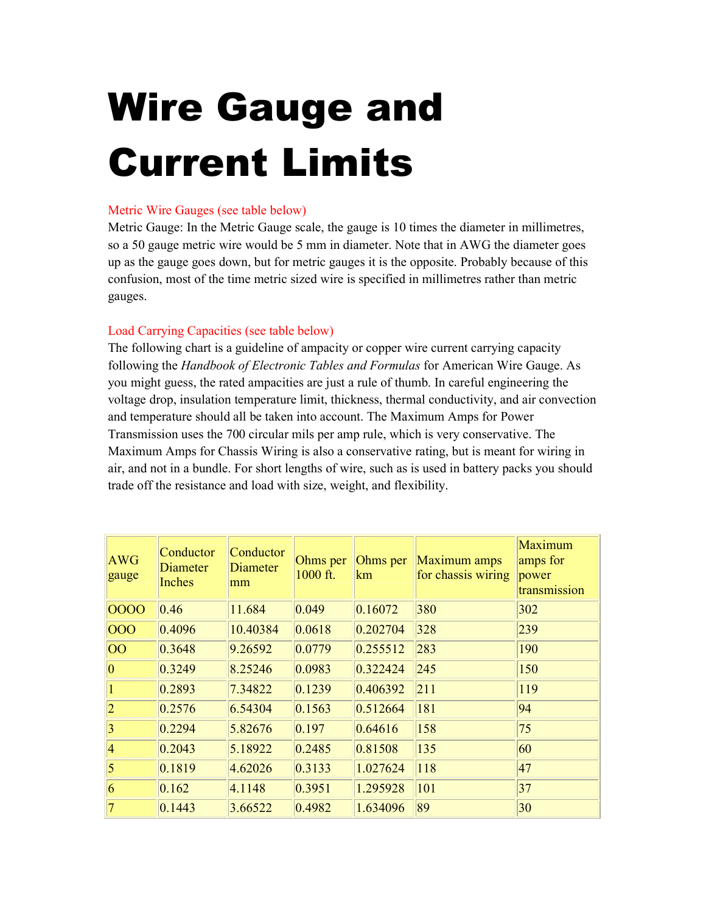# Wire Gauge and Current Limits

Metric Wire Gauges (see table below)

Metric Gauge: In the Metric Gauge scale, the gauge is 10 times the diameter in millimetres, so a 50 gauge metric wire would be 5 mm in diameter. Note that in AWG the diameter goes up as the gauge goes down, but for metric gauges it is the opposite. Probably because of this confusion, most of the time metric sized wire is specified in millimetres rather than metric gauges.

Load Carrying Capacities (see table below)

The following chart is a guideline of ampacity or copper wire current carrying capacity following the *Handbook of Electronic Tables and Formulas* for American Wire Gauge. As you might guess, the rated ampacities are just a rule of thumb. In careful engineering the voltage drop, insulation temperature limit, thickness, thermal conductivity, and air convection and temperature should all be taken into account. The Maximum Amps for Power Transmission uses the 700 circular mils per amp rule, which is very conservative. The Maximum Amps for Chassis Wiring is also a conservative rating, but is meant for wiring in air, and not in a bundle. For short lengths of wire, such as is used in battery packs you should trade off the resistance and load with size, weight, and flexibility.

| AWG gauge | Conductor Diameter Inches | Conductor Diameter mm | Ohms per 1000 ft. | Ohms per km | Maximum amps for chassis wiring | Maximum amps for power transmission |
|---|---|---|---|---|---|---|
| OOOO | 0.46 | 11.684 | 0.049 | 0.16072 | 380 | 302 |
| OOO | 0.4096 | 10.40384 | 0.0618 | 0.202704 | 328 | 239 |
| OO | 0.3648 | 9.26592 | 0.0779 | 0.255512 | 283 | 190 |
| 0 | 0.3249 | 8.25246 | 0.0983 | 0.322424 | 245 | 150 |
| 1 | 0.2893 | 7.34822 | 0.1239 | 0.406392 | 211 | 119 |
| 2 | 0.2576 | 6.54304 | 0.1563 | 0.512664 | 181 | 94 |
| 3 | 0.2294 | 5.82676 | 0.197 | 0.64616 | 158 | 75 |
| 4 | 0.2043 | 5.18922 | 0.2485 | 0.81508 | 135 | 60 |
| 5 | 0.1819 | 4.62026 | 0.3133 | 1.027624 | 118 | 47 |
| 6 | 0.162 | 4.1148 | 0.3951 | 1.295928 | 101 | 37 |
| 7 | 0.1443 | 3.66522 | 0.4982 | 1.634096 | 89 | 30 |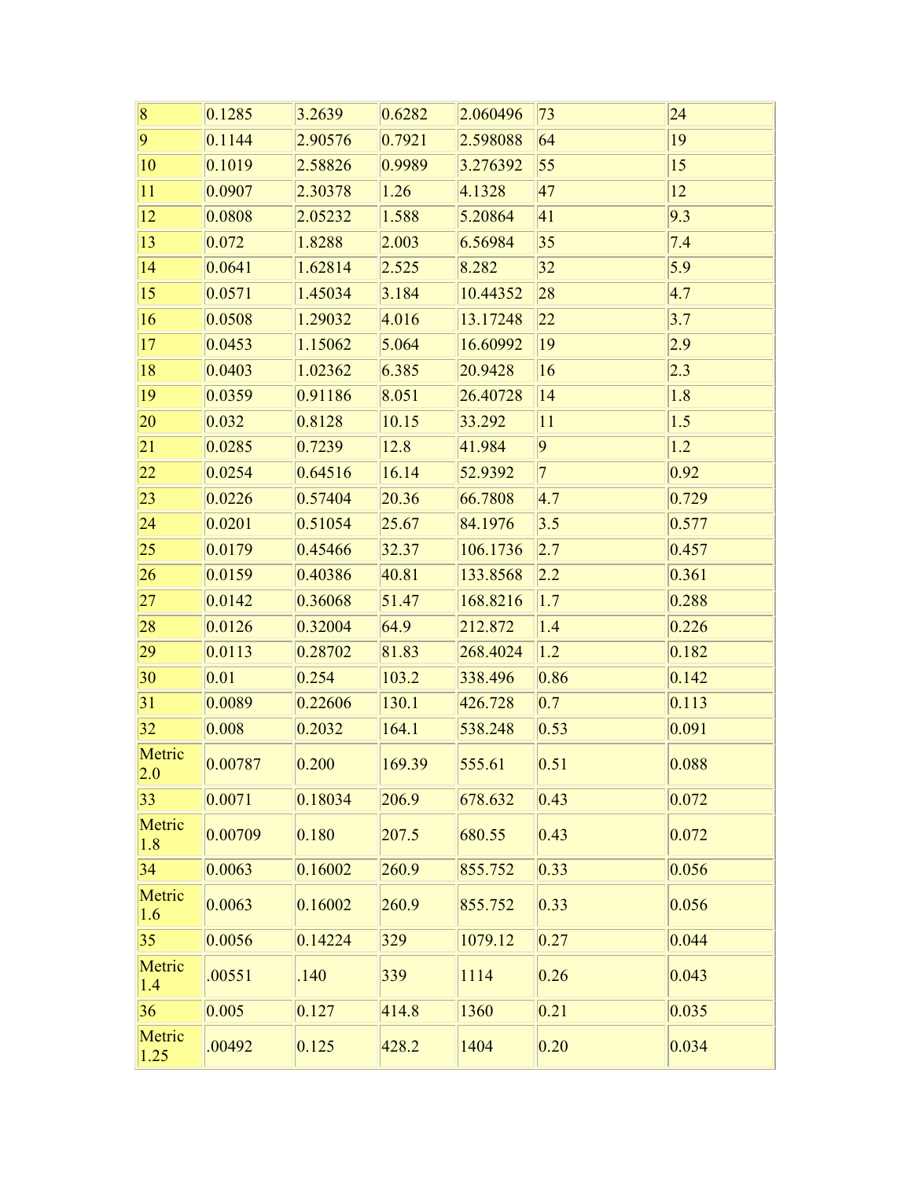| | | | | | | |
|---|---|---|---|---|---|---|
| 8 | 0.1285 | 3.2639 | 0.6282 | 2.060496 | 73 | 24 |
| 9 | 0.1144 | 2.90576 | 0.7921 | 2.598088 | 64 | 19 |
| 10 | 0.1019 | 2.58826 | 0.9989 | 3.276392 | 55 | 15 |
| 11 | 0.0907 | 2.30378 | 1.26 | 4.1328 | 47 | 12 |
| 12 | 0.0808 | 2.05232 | 1.588 | 5.20864 | 41 | 9.3 |
| 13 | 0.072 | 1.8288 | 2.003 | 6.56984 | 35 | 7.4 |
| 14 | 0.0641 | 1.62814 | 2.525 | 8.282 | 32 | 5.9 |
| 15 | 0.0571 | 1.45034 | 3.184 | 10.44352 | 28 | 4.7 |
| 16 | 0.0508 | 1.29032 | 4.016 | 13.17248 | 22 | 3.7 |
| 17 | 0.0453 | 1.15062 | 5.064 | 16.60992 | 19 | 2.9 |
| 18 | 0.0403 | 1.02362 | 6.385 | 20.9428 | 16 | 2.3 |
| 19 | 0.0359 | 0.91186 | 8.051 | 26.40728 | 14 | 1.8 |
| 20 | 0.032 | 0.8128 | 10.15 | 33.292 | 11 | 1.5 |
| 21 | 0.0285 | 0.7239 | 12.8 | 41.984 | 9 | 1.2 |
| 22 | 0.0254 | 0.64516 | 16.14 | 52.9392 | 7 | 0.92 |
| 23 | 0.0226 | 0.57404 | 20.36 | 66.7808 | 4.7 | 0.729 |
| 24 | 0.0201 | 0.51054 | 25.67 | 84.1976 | 3.5 | 0.577 |
| 25 | 0.0179 | 0.45466 | 32.37 | 106.1736 | 2.7 | 0.457 |
| 26 | 0.0159 | 0.40386 | 40.81 | 133.8568 | 2.2 | 0.361 |
| 27 | 0.0142 | 0.36068 | 51.47 | 168.8216 | 1.7 | 0.288 |
| 28 | 0.0126 | 0.32004 | 64.9 | 212.872 | 1.4 | 0.226 |
| 29 | 0.0113 | 0.28702 | 81.83 | 268.4024 | 1.2 | 0.182 |
| 30 | 0.01 | 0.254 | 103.2 | 338.496 | 0.86 | 0.142 |
| 31 | 0.0089 | 0.22606 | 130.1 | 426.728 | 0.7 | 0.113 |
| 32 | 0.008 | 0.2032 | 164.1 | 538.248 | 0.53 | 0.091 |
| Metric 2.0 | 0.00787 | 0.200 | 169.39 | 555.61 | 0.51 | 0.088 |
| 33 | 0.0071 | 0.18034 | 206.9 | 678.632 | 0.43 | 0.072 |
| Metric 1.8 | 0.00709 | 0.180 | 207.5 | 680.55 | 0.43 | 0.072 |
| 34 | 0.0063 | 0.16002 | 260.9 | 855.752 | 0.33 | 0.056 |
| Metric 1.6 | 0.0063 | 0.16002 | 260.9 | 855.752 | 0.33 | 0.056 |
| 35 | 0.0056 | 0.14224 | 329 | 1079.12 | 0.27 | 0.044 |
| Metric 1.4 | .00551 | .140 | 339 | 1114 | 0.26 | 0.043 |
| 36 | 0.005 | 0.127 | 414.8 | 1360 | 0.21 | 0.035 |
| Metric 1.25 | .00492 | 0.125 | 428.2 | 1404 | 0.20 | 0.034 |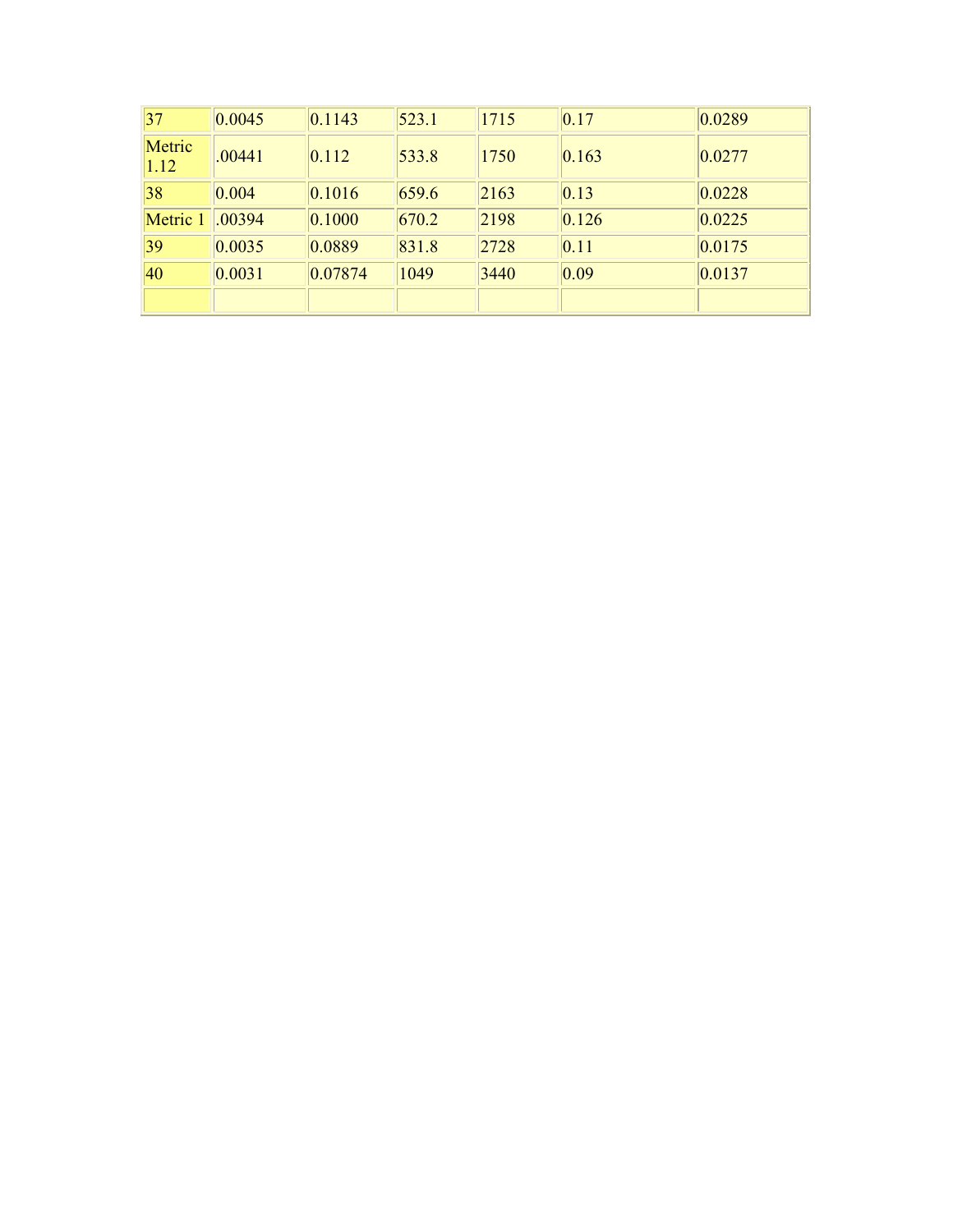| | | | | | | |
|---|---|---|---|---|---|---|
| 37 | 0.0045 | 0.1143 | 523.1 | 1715 | 0.17 | 0.0289 |
| Metric 1.12 | .00441 | 0.112 | 533.8 | 1750 | 0.163 | 0.0277 |
| 38 | 0.004 | 0.1016 | 659.6 | 2163 | 0.13 | 0.0228 |
| Metric 1 | .00394 | 0.1000 | 670.2 | 2198 | 0.126 | 0.0225 |
| 39 | 0.0035 | 0.0889 | 831.8 | 2728 | 0.11 | 0.0175 |
| 40 | 0.0031 | 0.07874 | 1049 | 3440 | 0.09 | 0.0137 |
| | | | | | | |